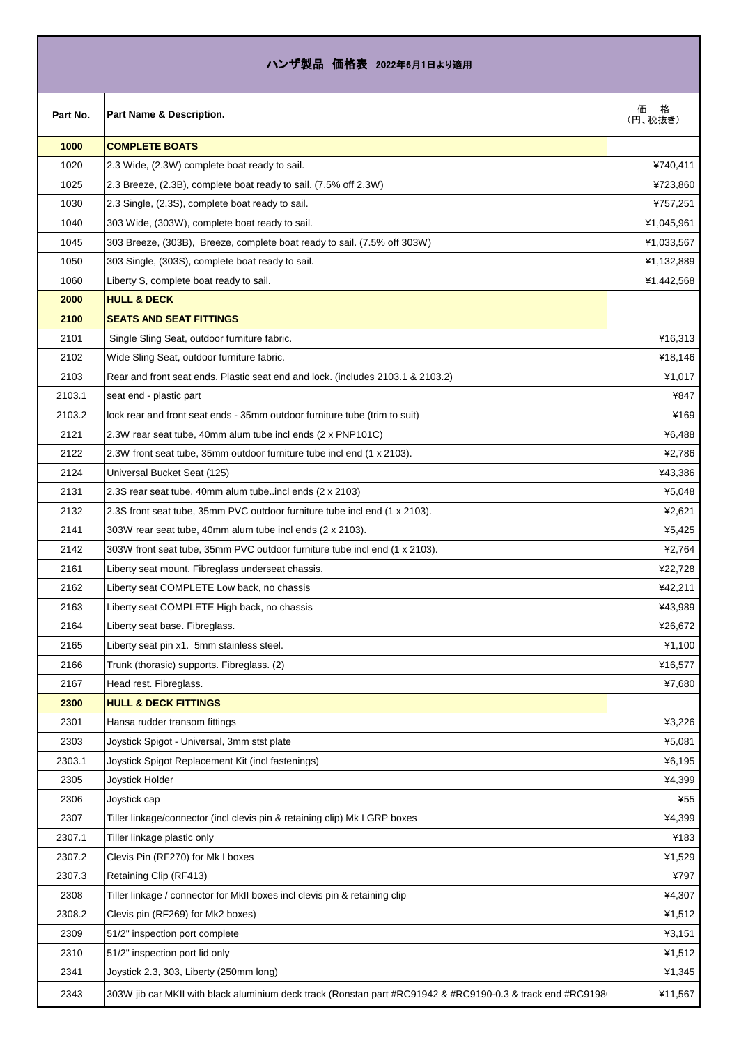# ハンザ製品　価格表　2022年6月1日より適用

| Part No. | Part Name & Description. | 価　格（円、税抜き） |
|---|---|---|
| **1000** | **COMPLETE BOATS** | |
| 1020 | 2.3 Wide, (2.3W) complete boat ready to sail. | ¥740,411 |
| 1025 | 2.3 Breeze, (2.3B), complete boat ready to sail. (7.5% off 2.3W) | ¥723,860 |
| 1030 | 2.3 Single, (2.3S), complete boat ready to sail. | ¥757,251 |
| 1040 | 303 Wide, (303W), complete boat ready to sail. | ¥1,045,961 |
| 1045 | 303 Breeze, (303B), Breeze, complete boat ready to sail. (7.5% off 303W) | ¥1,033,567 |
| 1050 | 303 Single, (303S), complete boat ready to sail. | ¥1,132,889 |
| 1060 | Liberty S, complete boat ready to sail. | ¥1,442,568 |
| **2000** | **HULL & DECK** | |
| **2100** | **SEATS AND SEAT FITTINGS** | |
| 2101 | Single Sling Seat, outdoor furniture fabric. | ¥16,313 |
| 2102 | Wide Sling Seat, outdoor furniture fabric. | ¥18,146 |
| 2103 | Rear and front seat ends. Plastic seat end and lock. (includes 2103.1 & 2103.2) | ¥1,017 |
| 2103.1 | seat end - plastic part | ¥847 |
| 2103.2 | lock rear and front seat ends - 35mm outdoor furniture tube (trim to suit) | ¥169 |
| 2121 | 2.3W rear seat tube, 40mm alum tube incl ends (2 x PNP101C) | ¥6,488 |
| 2122 | 2.3W front seat tube, 35mm outdoor furniture tube incl end (1 x 2103). | ¥2,786 |
| 2124 | Universal Bucket Seat (125) | ¥43,386 |
| 2131 | 2.3S rear seat tube, 40mm alum tube..incl ends (2 x 2103) | ¥5,048 |
| 2132 | 2.3S front seat tube, 35mm PVC outdoor furniture tube incl end (1 x 2103). | ¥2,621 |
| 2141 | 303W rear seat tube, 40mm alum tube incl ends (2 x 2103). | ¥5,425 |
| 2142 | 303W front seat tube, 35mm PVC outdoor furniture tube incl end (1 x 2103). | ¥2,764 |
| 2161 | Liberty seat mount. Fibreglass underseat chassis. | ¥22,728 |
| 2162 | Liberty seat COMPLETE Low back, no chassis | ¥42,211 |
| 2163 | Liberty seat COMPLETE High back, no chassis | ¥43,989 |
| 2164 | Liberty seat base. Fibreglass. | ¥26,672 |
| 2165 | Liberty seat pin x1. 5mm stainless steel. | ¥1,100 |
| 2166 | Trunk (thorasic) supports. Fibreglass. (2) | ¥16,577 |
| 2167 | Head rest. Fibreglass. | ¥7,680 |
| **2300** | **HULL & DECK FITTINGS** | |
| 2301 | Hansa rudder transom fittings | ¥3,226 |
| 2303 | Joystick Spigot - Universal, 3mm stst plate | ¥5,081 |
| 2303.1 | Joystick Spigot Replacement Kit (incl fastenings) | ¥6,195 |
| 2305 | Joystick Holder | ¥4,399 |
| 2306 | Joystick cap | ¥55 |
| 2307 | Tiller linkage/connector (incl clevis pin & retaining clip) Mk I GRP boxes | ¥4,399 |
| 2307.1 | Tiller linkage plastic only | ¥183 |
| 2307.2 | Clevis Pin (RF270) for Mk I boxes | ¥1,529 |
| 2307.3 | Retaining Clip (RF413) | ¥797 |
| 2308 | Tiller linkage / connector for MkII boxes incl clevis pin & retaining clip | ¥4,307 |
| 2308.2 | Clevis pin (RF269) for Mk2 boxes) | ¥1,512 |
| 2309 | 51/2" inspection port complete | ¥3,151 |
| 2310 | 51/2" inspection port lid only | ¥1,512 |
| 2341 | Joystick 2.3, 303, Liberty (250mm long) | ¥1,345 |
| 2343 | 303W jib car MKII with black aluminium deck track (Ronstan part #RC91942 & #RC9190-0.3 & track end #RC9198 | ¥11,567 |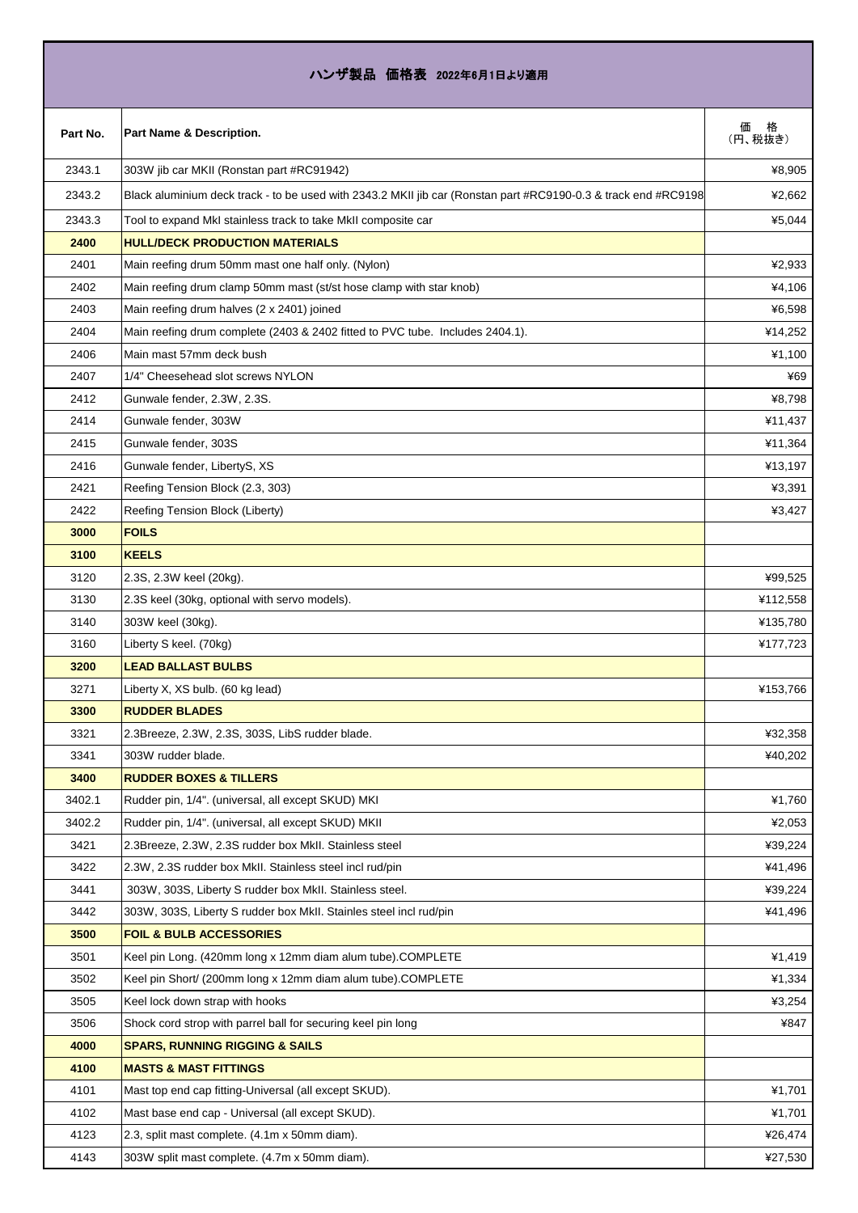# ハンザ製品 価格表 2022年6月1日より適用

| Part No. | Part Name & Description. | 価　格 (円、税抜き) |
|---|---|---|
| 2343.1 | 303W jib car MKII (Ronstan part #RC91942) | ¥8,905 |
| 2343.2 | Black aluminium deck track - to be used with 2343.2 MKII jib car (Ronstan part #RC9190-0.3 & track end #RC9198 | ¥2,662 |
| 2343.3 | Tool to expand MkI stainless track to take MkII composite car | ¥5,044 |
| **2400** | **HULL/DECK PRODUCTION MATERIALS** | |
| 2401 | Main reefing drum 50mm mast one half only. (Nylon) | ¥2,933 |
| 2402 | Main reefing drum clamp 50mm mast (st/st hose clamp with star knob) | ¥4,106 |
| 2403 | Main reefing drum halves (2 x 2401) joined | ¥6,598 |
| 2404 | Main reefing drum complete (2403 & 2402 fitted to PVC tube. Includes 2404.1). | ¥14,252 |
| 2406 | Main mast 57mm deck bush | ¥1,100 |
| 2407 | 1/4" Cheesehead slot screws NYLON | ¥69 |
| 2412 | Gunwale fender, 2.3W, 2.3S. | ¥8,798 |
| 2414 | Gunwale fender, 303W | ¥11,437 |
| 2415 | Gunwale fender, 303S | ¥11,364 |
| 2416 | Gunwale fender, LibertyS, XS | ¥13,197 |
| 2421 | Reefing Tension Block (2.3, 303) | ¥3,391 |
| 2422 | Reefing Tension Block (Liberty) | ¥3,427 |
| **3000** | **FOILS** | |
| **3100** | **KEELS** | |
| 3120 | 2.3S, 2.3W keel (20kg). | ¥99,525 |
| 3130 | 2.3S keel (30kg, optional with servo models). | ¥112,558 |
| 3140 | 303W keel (30kg). | ¥135,780 |
| 3160 | Liberty S keel. (70kg) | ¥177,723 |
| **3200** | **LEAD BALLAST BULBS** | |
| 3271 | Liberty X, XS bulb. (60 kg lead) | ¥153,766 |
| **3300** | **RUDDER BLADES** | |
| 3321 | 2.3Breeze, 2.3W, 2.3S, 303S, LibS rudder blade. | ¥32,358 |
| 3341 | 303W rudder blade. | ¥40,202 |
| **3400** | **RUDDER BOXES & TILLERS** | |
| 3402.1 | Rudder pin, 1/4". (universal, all except SKUD) MKI | ¥1,760 |
| 3402.2 | Rudder pin, 1/4". (universal, all except SKUD) MKII | ¥2,053 |
| 3421 | 2.3Breeze, 2.3W, 2.3S rudder box MkII. Stainless steel | ¥39,224 |
| 3422 | 2.3W, 2.3S rudder box MkII. Stainless steel incl rud/pin | ¥41,496 |
| 3441 | 303W, 303S, Liberty S rudder box MkII. Stainless steel. | ¥39,224 |
| 3442 | 303W, 303S, Liberty S rudder box MkII. Stainles steel incl rud/pin | ¥41,496 |
| **3500** | **FOIL & BULB ACCESSORIES** | |
| 3501 | Keel pin Long. (420mm long x 12mm diam alum tube).COMPLETE | ¥1,419 |
| 3502 | Keel pin Short/ (200mm long x 12mm diam alum tube).COMPLETE | ¥1,334 |
| 3505 | Keel lock down strap with hooks | ¥3,254 |
| 3506 | Shock cord strop with parrel ball for securing keel pin long | ¥847 |
| **4000** | **SPARS, RUNNING RIGGING & SAILS** | |
| **4100** | **MASTS & MAST FITTINGS** | |
| 4101 | Mast top end cap fitting-Universal (all except SKUD). | ¥1,701 |
| 4102 | Mast base end cap - Universal (all except SKUD). | ¥1,701 |
| 4123 | 2.3, split mast complete. (4.1m x 50mm diam). | ¥26,474 |
| 4143 | 303W split mast complete. (4.7m x 50mm diam). | ¥27,530 |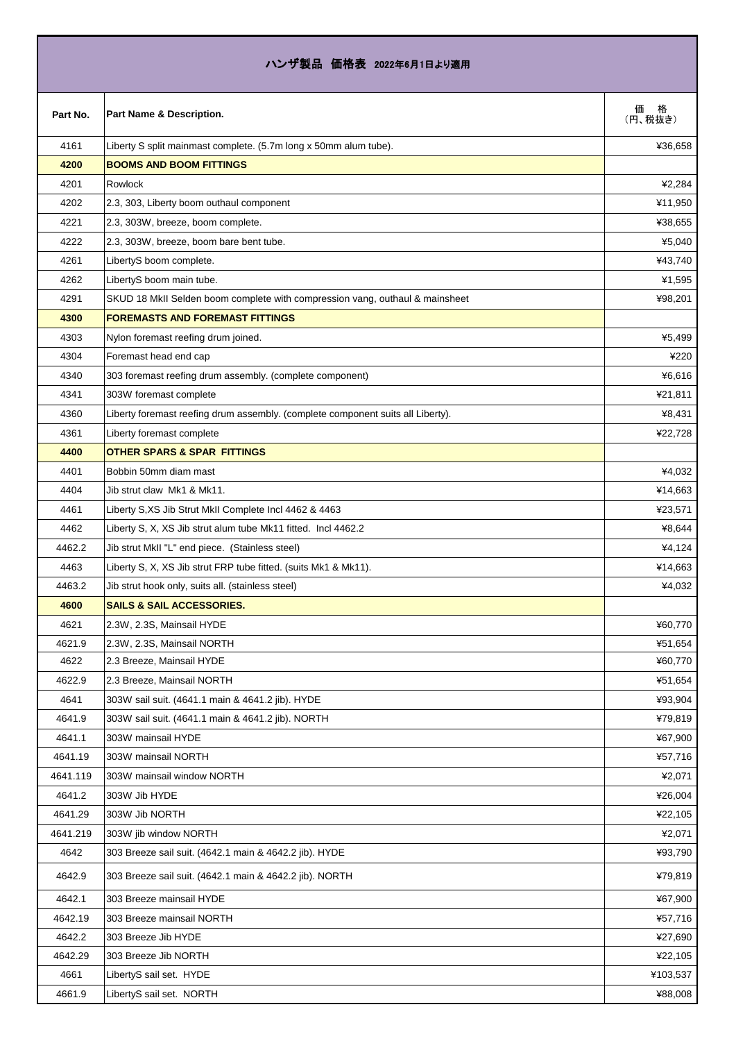# ハンザ製品　価格表　2022年6月1日より適用

| Part No. | Part Name & Description. | 価　格（円、税抜き） |
|---|---|---|
| 4161 | Liberty S split mainmast complete. (5.7m long x 50mm alum tube). | ¥36,658 |
| **4200** | **BOOMS AND BOOM FITTINGS** | |
| 4201 | Rowlock | ¥2,284 |
| 4202 | 2.3, 303, Liberty boom outhaul component | ¥11,950 |
| 4221 | 2.3, 303W, breeze, boom complete. | ¥38,655 |
| 4222 | 2.3, 303W, breeze, boom bare bent tube. | ¥5,040 |
| 4261 | LibertyS boom complete. | ¥43,740 |
| 4262 | LibertyS boom main tube. | ¥1,595 |
| 4291 | SKUD 18 MkII Selden boom complete with compression vang, outhaul & mainsheet | ¥98,201 |
| **4300** | **FOREMASTS AND FOREMAST FITTINGS** | |
| 4303 | Nylon foremast reefing drum joined. | ¥5,499 |
| 4304 | Foremast head end cap | ¥220 |
| 4340 | 303 foremast reefing drum assembly. (complete component) | ¥6,616 |
| 4341 | 303W foremast complete | ¥21,811 |
| 4360 | Liberty foremast reefing drum assembly. (complete component suits all Liberty). | ¥8,431 |
| 4361 | Liberty foremast complete | ¥22,728 |
| **4400** | **OTHER SPARS & SPAR FITTINGS** | |
| 4401 | Bobbin 50mm diam mast | ¥4,032 |
| 4404 | Jib strut claw Mk1 & Mk11. | ¥14,663 |
| 4461 | Liberty S,XS Jib Strut MkII Complete Incl 4462 & 4463 | ¥23,571 |
| 4462 | Liberty S, X, XS Jib strut alum tube Mk11 fitted. Incl 4462.2 | ¥8,644 |
| 4462.2 | Jib strut MkII "L" end piece. (Stainless steel) | ¥4,124 |
| 4463 | Liberty S, X, XS Jib strut FRP tube fitted. (suits Mk1 & Mk11). | ¥14,663 |
| 4463.2 | Jib strut hook only, suits all. (stainless steel) | ¥4,032 |
| **4600** | **SAILS & SAIL ACCESSORIES.** | |
| 4621 | 2.3W, 2.3S, Mainsail HYDE | ¥60,770 |
| 4621.9 | 2.3W, 2.3S, Mainsail NORTH | ¥51,654 |
| 4622 | 2.3 Breeze, Mainsail HYDE | ¥60,770 |
| 4622.9 | 2.3 Breeze, Mainsail NORTH | ¥51,654 |
| 4641 | 303W sail suit. (4641.1 main & 4641.2 jib). HYDE | ¥93,904 |
| 4641.9 | 303W sail suit. (4641.1 main & 4641.2 jib). NORTH | ¥79,819 |
| 4641.1 | 303W mainsail HYDE | ¥67,900 |
| 4641.19 | 303W mainsail NORTH | ¥57,716 |
| 4641.119 | 303W mainsail window NORTH | ¥2,071 |
| 4641.2 | 303W Jib HYDE | ¥26,004 |
| 4641.29 | 303W Jib NORTH | ¥22,105 |
| 4641.219 | 303W jib window NORTH | ¥2,071 |
| 4642 | 303 Breeze sail suit. (4642.1 main & 4642.2 jib). HYDE | ¥93,790 |
| 4642.9 | 303 Breeze sail suit. (4642.1 main & 4642.2 jib). NORTH | ¥79,819 |
| 4642.1 | 303 Breeze mainsail HYDE | ¥67,900 |
| 4642.19 | 303 Breeze mainsail NORTH | ¥57,716 |
| 4642.2 | 303 Breeze Jib HYDE | ¥27,690 |
| 4642.29 | 303 Breeze Jib NORTH | ¥22,105 |
| 4661 | LibertyS sail set. HYDE | ¥103,537 |
| 4661.9 | LibertyS sail set. NORTH | ¥88,008 |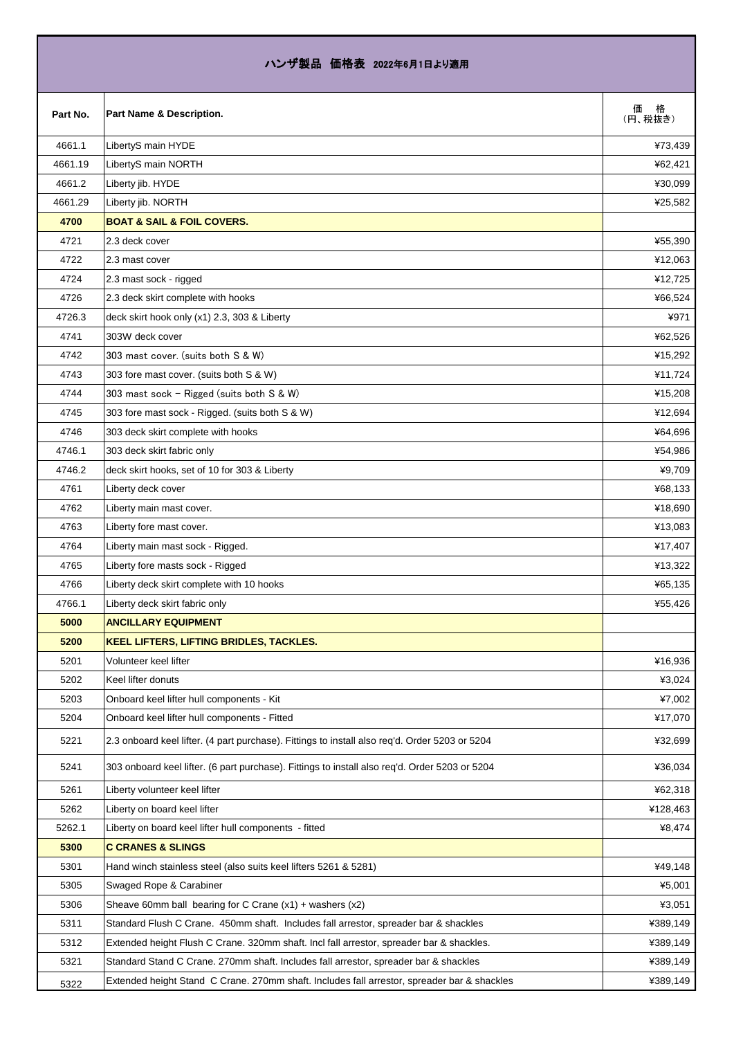# ハンザ製品 価格表 2022年6月1日より適用

| Part No. | Part Name & Description. | 価 格 (円、税抜き) |
| --- | --- | --- |
| 4661.1 | LibertyS main HYDE | ¥73,439 |
| 4661.19 | LibertyS main NORTH | ¥62,421 |
| 4661.2 | Liberty jib. HYDE | ¥30,099 |
| 4661.29 | Liberty jib. NORTH | ¥25,582 |
| **4700** | **BOAT & SAIL & FOIL COVERS.** | |
| 4721 | 2.3 deck cover | ¥55,390 |
| 4722 | 2.3 mast cover | ¥12,063 |
| 4724 | 2.3 mast sock - rigged | ¥12,725 |
| 4726 | 2.3 deck skirt complete with hooks | ¥66,524 |
| 4726.3 | deck skirt hook only (x1) 2.3, 303 & Liberty | ¥971 |
| 4741 | 303W deck cover | ¥62,526 |
| 4742 | 303 mast cover. (suits both S & W) | ¥15,292 |
| 4743 | 303 fore mast cover. (suits both S & W) | ¥11,724 |
| 4744 | 303 mast sock - Rigged (suits both S & W) | ¥15,208 |
| 4745 | 303 fore mast sock - Rigged. (suits both S & W) | ¥12,694 |
| 4746 | 303 deck skirt complete with hooks | ¥64,696 |
| 4746.1 | 303 deck skirt fabric only | ¥54,986 |
| 4746.2 | deck skirt hooks, set of 10 for 303 & Liberty | ¥9,709 |
| 4761 | Liberty deck cover | ¥68,133 |
| 4762 | Liberty main mast cover. | ¥18,690 |
| 4763 | Liberty fore mast cover. | ¥13,083 |
| 4764 | Liberty main mast sock - Rigged. | ¥17,407 |
| 4765 | Liberty fore masts sock - Rigged | ¥13,322 |
| 4766 | Liberty deck skirt complete with 10 hooks | ¥65,135 |
| 4766.1 | Liberty deck skirt fabric only | ¥55,426 |
| **5000** | **ANCILLARY EQUIPMENT** | |
| **5200** | **KEEL LIFTERS, LIFTING BRIDLES, TACKLES.** | |
| 5201 | Volunteer keel lifter | ¥16,936 |
| 5202 | Keel lifter donuts | ¥3,024 |
| 5203 | Onboard keel lifter hull components - Kit | ¥7,002 |
| 5204 | Onboard keel lifter hull components - Fitted | ¥17,070 |
| 5221 | 2.3 onboard keel lifter. (4 part purchase). Fittings to install also req'd. Order 5203 or 5204 | ¥32,699 |
| 5241 | 303 onboard keel lifter. (6 part purchase). Fittings to install also req'd. Order 5203 or 5204 | ¥36,034 |
| 5261 | Liberty volunteer keel lifter | ¥62,318 |
| 5262 | Liberty on board keel lifter | ¥128,463 |
| 5262.1 | Liberty on board keel lifter hull components - fitted | ¥8,474 |
| **5300** | **C CRANES & SLINGS** | |
| 5301 | Hand winch stainless steel (also suits keel lifters 5261 & 5281) | ¥49,148 |
| 5305 | Swaged Rope & Carabiner | ¥5,001 |
| 5306 | Sheave 60mm ball bearing for C Crane (x1) + washers (x2) | ¥3,051 |
| 5311 | Standard Flush C Crane. 450mm shaft. Includes fall arrestor, spreader bar & shackles | ¥389,149 |
| 5312 | Extended height Flush C Crane. 320mm shaft. Incl fall arrestor, spreader bar & shackles. | ¥389,149 |
| 5321 | Standard Stand C Crane. 270mm shaft. Includes fall arrestor, spreader bar & shackles | ¥389,149 |
| 5322 | Extended height Stand C Crane. 270mm shaft. Includes fall arrestor, spreader bar & shackles | ¥389,149 |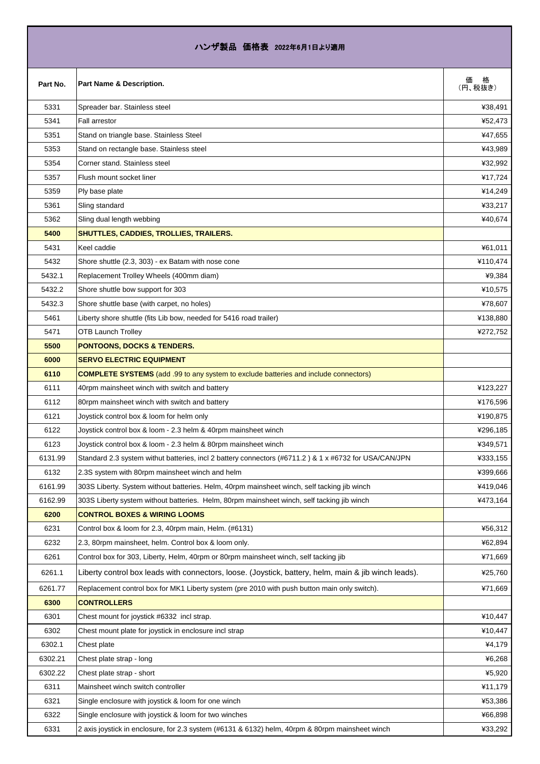# ハンザ製品　価格表　2022年6月1日より適用

| Part No. | Part Name & Description. | 価　格 (円、税抜き) |
|---|---|---|
| 5331 | Spreader bar. Stainless steel | ¥38,491 |
| 5341 | Fall arrestor | ¥52,473 |
| 5351 | Stand on triangle base. Stainless Steel | ¥47,655 |
| 5353 | Stand on rectangle base. Stainless steel | ¥43,989 |
| 5354 | Corner stand. Stainless steel | ¥32,992 |
| 5357 | Flush mount socket liner | ¥17,724 |
| 5359 | Ply base plate | ¥14,249 |
| 5361 | Sling standard | ¥33,217 |
| 5362 | Sling dual length webbing | ¥40,674 |
| **5400** | **SHUTTLES, CADDIES, TROLLIES, TRAILERS.** | |
| 5431 | Keel caddie | ¥61,011 |
| 5432 | Shore shuttle (2.3, 303) - ex Batam with nose cone | ¥110,474 |
| 5432.1 | Replacement Trolley Wheels (400mm diam) | ¥9,384 |
| 5432.2 | Shore shuttle bow support for 303 | ¥10,575 |
| 5432.3 | Shore shuttle base (with carpet, no holes) | ¥78,607 |
| 5461 | Liberty shore shuttle (fits Lib bow, needed for 5416 road trailer) | ¥138,880 |
| 5471 | OTB Launch Trolley | ¥272,752 |
| **5500** | **PONTOONS, DOCKS & TENDERS.** | |
| **6000** | **SERVO ELECTRIC EQUIPMENT** | |
| **6110** | **COMPLETE SYSTEMS** (add .99 to any system to exclude batteries and include connectors) | |
| 6111 | 40rpm mainsheet winch with switch and battery | ¥123,227 |
| 6112 | 80rpm mainsheet winch with switch and battery | ¥176,596 |
| 6121 | Joystick control box & loom for helm only | ¥190,875 |
| 6122 | Joystick control box & loom - 2.3 helm & 40rpm mainsheet winch | ¥296,185 |
| 6123 | Joystick control box & loom - 2.3 helm & 80rpm mainsheet winch | ¥349,571 |
| 6131.99 | Standard 2.3 system withut batteries, incl 2 battery connectors (#6711.2 ) & 1 x #6732 for USA/CAN/JPN | ¥333,155 |
| 6132 | 2.3S system with 80rpm mainsheet winch and helm | ¥399,666 |
| 6161.99 | 303S Liberty. System without batteries. Helm, 40rpm mainsheet winch, self tacking jib winch | ¥419,046 |
| 6162.99 | 303S Liberty system without batteries. Helm, 80rpm mainsheet winch, self tacking jib winch | ¥473,164 |
| **6200** | **CONTROL BOXES & WIRING LOOMS** | |
| 6231 | Control box & loom for 2.3, 40rpm main, Helm. (#6131) | ¥56,312 |
| 6232 | 2.3, 80rpm mainsheet, helm. Control box & loom only. | ¥62,894 |
| 6261 | Control box for 303, Liberty, Helm, 40rpm or 80rpm mainsheet winch, self tacking jib | ¥71,669 |
| 6261.1 | Liberty control box leads with connectors, loose. (Joystick, battery, helm, main & jib winch leads). | ¥25,760 |
| 6261.77 | Replacement control box for MK1 Liberty system (pre 2010 with push button main only switch). | ¥71,669 |
| **6300** | **CONTROLLERS** | |
| 6301 | Chest mount for joystick #6332 incl strap. | ¥10,447 |
| 6302 | Chest mount plate for joystick in enclosure incl strap | ¥10,447 |
| 6302.1 | Chest plate | ¥4,179 |
| 6302.21 | Chest plate strap - long | ¥6,268 |
| 6302.22 | Chest plate strap - short | ¥5,920 |
| 6311 | Mainsheet winch switch controller | ¥11,179 |
| 6321 | Single enclosure with joystick & loom for one winch | ¥53,386 |
| 6322 | Single enclosure with joystick & loom for two winches | ¥66,898 |
| 6331 | 2 axis joystick in enclosure, for 2.3 system (#6131 & 6132) helm, 40rpm & 80rpm mainsheet winch | ¥33,292 |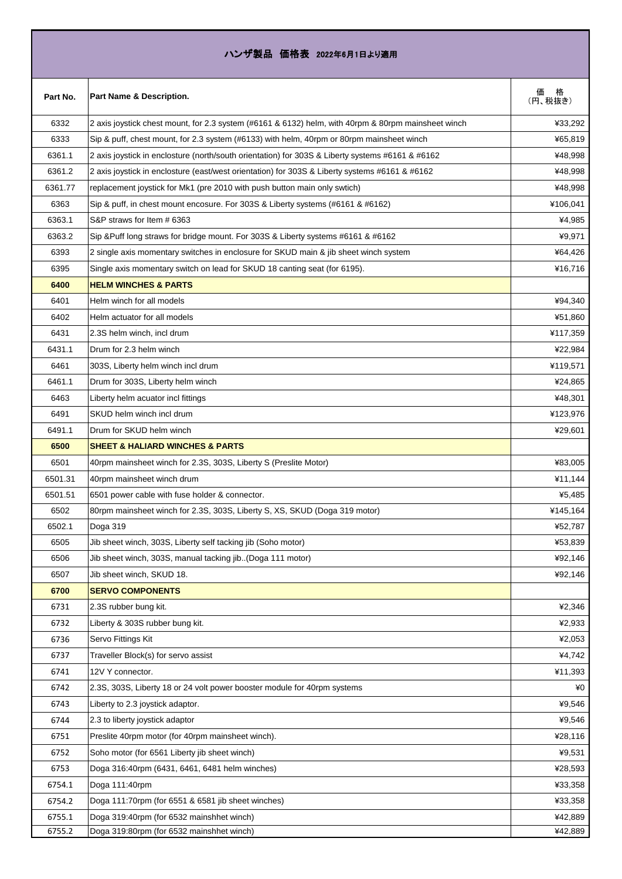# ハンザ製品　価格表　2022年6月1日より適用

| Part No. | Part Name & Description. | 価　格 (円、税抜き) |
| --- | --- | --- |
| 6332 | 2 axis joystick chest mount, for 2.3 system (#6161 & 6132) helm, with 40rpm & 80rpm mainsheet winch | ¥33,292 |
| 6333 | Sip & puff, chest mount, for 2.3 system (#6133) with helm, 40rpm or 80rpm mainsheet winch | ¥65,819 |
| 6361.1 | 2 axis joystick in enclosure (north/south orientation) for 303S & Liberty systems #6161 & #6162 | ¥48,998 |
| 6361.2 | 2 axis joystick in enclosure (east/west orientation) for 303S & Liberty systems #6161 & #6162 | ¥48,998 |
| 6361.77 | replacement joystick for Mk1 (pre 2010 with push button main only swtich) | ¥48,998 |
| 6363 | Sip & puff, in chest mount encosure. For 303S & Liberty systems (#6161 & #6162) | ¥106,041 |
| 6363.1 | S&P straws for Item # 6363 | ¥4,985 |
| 6363.2 | Sip &Puff long straws for bridge mount. For 303S & Liberty systems #6161 & #6162 | ¥9,971 |
| 6393 | 2 single axis momentary switches in enclosure for SKUD main & jib sheet winch system | ¥64,426 |
| 6395 | Single axis momentary switch on lead for SKUD 18 canting seat (for 6195). | ¥16,716 |
| **6400** | **HELM WINCHES & PARTS** | |
| 6401 | Helm winch for all models | ¥94,340 |
| 6402 | Helm actuator for all models | ¥51,860 |
| 6431 | 2.3S helm winch, incl drum | ¥117,359 |
| 6431.1 | Drum for 2.3 helm winch | ¥22,984 |
| 6461 | 303S, Liberty helm winch incl drum | ¥119,571 |
| 6461.1 | Drum for 303S, Liberty helm winch | ¥24,865 |
| 6463 | Liberty helm acuator incl fittings | ¥48,301 |
| 6491 | SKUD helm winch incl drum | ¥123,976 |
| 6491.1 | Drum for SKUD helm winch | ¥29,601 |
| **6500** | **SHEET & HALIARD WINCHES & PARTS** | |
| 6501 | 40rpm mainsheet winch for 2.3S, 303S, Liberty S (Preslite Motor) | ¥83,005 |
| 6501.31 | 40rpm mainsheet winch drum | ¥11,144 |
| 6501.51 | 6501 power cable with fuse holder & connector. | ¥5,485 |
| 6502 | 80rpm mainsheet winch for 2.3S, 303S, Liberty S, XS, SKUD (Doga 319 motor) | ¥145,164 |
| 6502.1 | Doga 319 | ¥52,787 |
| 6505 | Jib sheet winch, 303S, Liberty self tacking jib (Soho motor) | ¥53,839 |
| 6506 | Jib sheet winch, 303S, manual tacking jib..(Doga 111 motor) | ¥92,146 |
| 6507 | Jib sheet winch, SKUD 18. | ¥92,146 |
| **6700** | **SERVO COMPONENTS** | |
| 6731 | 2.3S rubber bung kit. | ¥2,346 |
| 6732 | Liberty & 303S rubber bung kit. | ¥2,933 |
| 6736 | Servo Fittings Kit | ¥2,053 |
| 6737 | Traveller Block(s) for servo assist | ¥4,742 |
| 6741 | 12V Y connector. | ¥11,393 |
| 6742 | 2.3S, 303S, Liberty 18 or 24 volt power booster module for 40rpm systems | ¥0 |
| 6743 | Liberty to 2.3 joystick adaptor. | ¥9,546 |
| 6744 | 2.3 to liberty joystick adaptor | ¥9,546 |
| 6751 | Preslite 40rpm motor (for 40rpm mainsheet winch). | ¥28,116 |
| 6752 | Soho motor (for 6561 Liberty jib sheet winch) | ¥9,531 |
| 6753 | Doga 316:40rpm (6431, 6461, 6481 helm winches) | ¥28,593 |
| 6754.1 | Doga 111:40rpm | ¥33,358 |
| 6754.2 | Doga 111:70rpm (for 6551 & 6581 jib sheet winches) | ¥33,358 |
| 6755.1 | Doga 319:40rpm (for 6532 mainshhet winch) | ¥42,889 |
| 6755.2 | Doga 319:80rpm (for 6532 mainshhet winch) | ¥42,889 |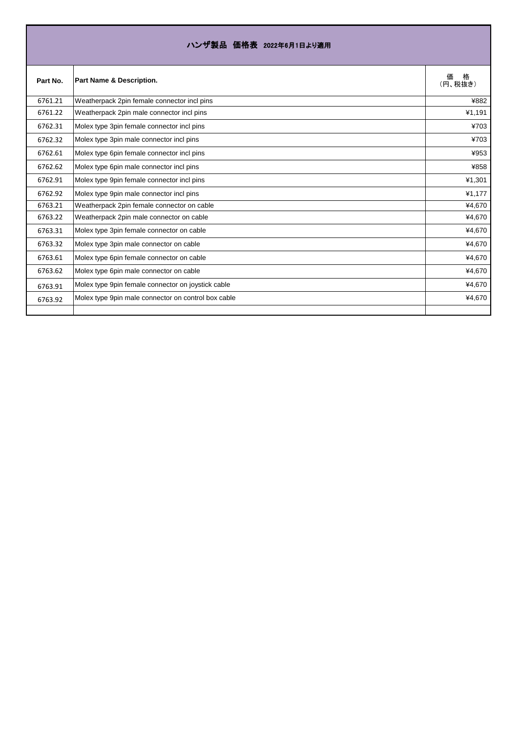# ハンザ製品 価格表 2022年6月1日より適用

| Part No. | Part Name & Description. | 価 格（円、税抜き） |
|---|---|---|
| 6761.21 | Weatherpack 2pin female connector incl pins | ¥882 |
| 6761.22 | Weatherpack 2pin male connector incl pins | ¥1,191 |
| 6762.31 | Molex type 3pin female connector incl pins | ¥703 |
| 6762.32 | Molex type 3pin male connector incl pins | ¥703 |
| 6762.61 | Molex type 6pin female connector incl pins | ¥953 |
| 6762.62 | Molex type 6pin male connector incl pins | ¥858 |
| 6762.91 | Molex type 9pin female connector incl pins | ¥1,301 |
| 6762.92 | Molex type 9pin male connector incl pins | ¥1,177 |
| 6763.21 | Weatherpack 2pin female connector on cable | ¥4,670 |
| 6763.22 | Weatherpack 2pin male connector on cable | ¥4,670 |
| 6763.31 | Molex type 3pin female connector on cable | ¥4,670 |
| 6763.32 | Molex type 3pin male connector on cable | ¥4,670 |
| 6763.61 | Molex type 6pin female connector on cable | ¥4,670 |
| 6763.62 | Molex type 6pin male connector on cable | ¥4,670 |
| 6763.91 | Molex type 9pin female connector on joystick cable | ¥4,670 |
| 6763.92 | Molex type 9pin male connector on control box cable | ¥4,670 |
| | | |